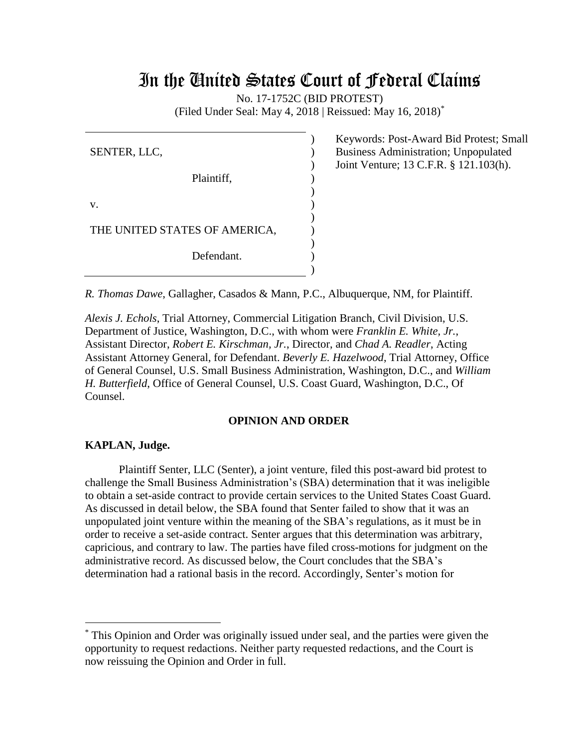# In the United States Court of Federal Claims

No. 17-1752C (BID PROTEST)
(Filed Under Seal: May 4, 2018 | Reissued: May 16, 2018)*

SENTER, LLC,

Plaintiff,

v.

THE UNITED STATES OF AMERICA,

Defendant.

Keywords: Post-Award Bid Protest; Small Business Administration; Unpopulated Joint Venture; 13 C.F.R. § 121.103(h).

*R. Thomas Dawe*, Gallagher, Casados & Mann, P.C., Albuquerque, NM, for Plaintiff.

*Alexis J. Echols*, Trial Attorney, Commercial Litigation Branch, Civil Division, U.S. Department of Justice, Washington, D.C., with whom were *Franklin E. White, Jr.*, Assistant Director, *Robert E. Kirschman, Jr.*, Director, and *Chad A. Readler*, Acting Assistant Attorney General, for Defendant. *Beverly E. Hazelwood*, Trial Attorney, Office of General Counsel, U.S. Small Business Administration, Washington, D.C., and *William H. Butterfield*, Office of General Counsel, U.S. Coast Guard, Washington, D.C., Of Counsel.

**OPINION AND ORDER**

**KAPLAN, Judge.**

Plaintiff Senter, LLC (Senter), a joint venture, filed this post-award bid protest to challenge the Small Business Administration's (SBA) determination that it was ineligible to obtain a set-aside contract to provide certain services to the United States Coast Guard. As discussed in detail below, the SBA found that Senter failed to show that it was an unpopulated joint venture within the meaning of the SBA's regulations, as it must be in order to receive a set-aside contract. Senter argues that this determination was arbitrary, capricious, and contrary to law. The parties have filed cross-motions for judgment on the administrative record. As discussed below, the Court concludes that the SBA's determination had a rational basis in the record. Accordingly, Senter's motion for

* This Opinion and Order was originally issued under seal, and the parties were given the opportunity to request redactions. Neither party requested redactions, and the Court is now reissuing the Opinion and Order in full.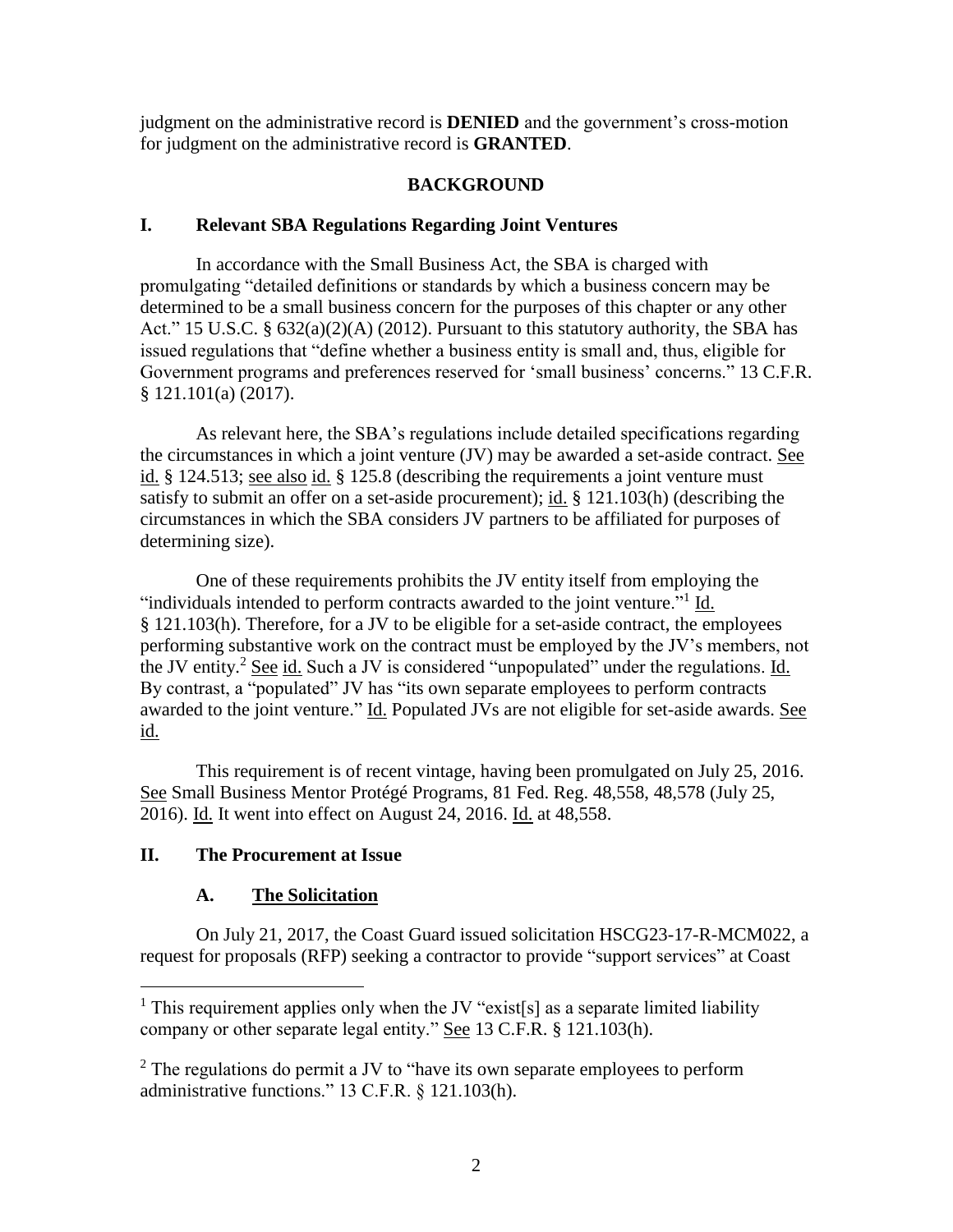judgment on the administrative record is **DENIED** and the government's cross-motion for judgment on the administrative record is **GRANTED**.

## BACKGROUND

### I. Relevant SBA Regulations Regarding Joint Ventures

In accordance with the Small Business Act, the SBA is charged with promulgating "detailed definitions or standards by which a business concern may be determined to be a small business concern for the purposes of this chapter or any other Act." 15 U.S.C. § 632(a)(2)(A) (2012). Pursuant to this statutory authority, the SBA has issued regulations that "define whether a business entity is small and, thus, eligible for Government programs and preferences reserved for 'small business' concerns." 13 C.F.R. § 121.101(a) (2017).

As relevant here, the SBA's regulations include detailed specifications regarding the circumstances in which a joint venture (JV) may be awarded a set-aside contract. See id. § 124.513; see also id. § 125.8 (describing the requirements a joint venture must satisfy to submit an offer on a set-aside procurement); id. § 121.103(h) (describing the circumstances in which the SBA considers JV partners to be affiliated for purposes of determining size).

One of these requirements prohibits the JV entity itself from employing the "individuals intended to perform contracts awarded to the joint venture."[1] Id. § 121.103(h). Therefore, for a JV to be eligible for a set-aside contract, the employees performing substantive work on the contract must be employed by the JV's members, not the JV entity.[2] See id. Such a JV is considered "unpopulated" under the regulations. Id. By contrast, a "populated" JV has "its own separate employees to perform contracts awarded to the joint venture." Id. Populated JVs are not eligible for set-aside awards. See id.

This requirement is of recent vintage, having been promulgated on July 25, 2016. See Small Business Mentor Protégé Programs, 81 Fed. Reg. 48,558, 48,578 (July 25, 2016). Id. It went into effect on August 24, 2016. Id. at 48,558.

### II. The Procurement at Issue

#### A. The Solicitation

On July 21, 2017, the Coast Guard issued solicitation HSCG23-17-R-MCM022, a request for proposals (RFP) seeking a contractor to provide "support services" at Coast

---

[1] This requirement applies only when the JV "exist[s] as a separate limited liability company or other separate legal entity." See 13 C.F.R. § 121.103(h).

[2] The regulations do permit a JV to "have its own separate employees to perform administrative functions." 13 C.F.R. § 121.103(h).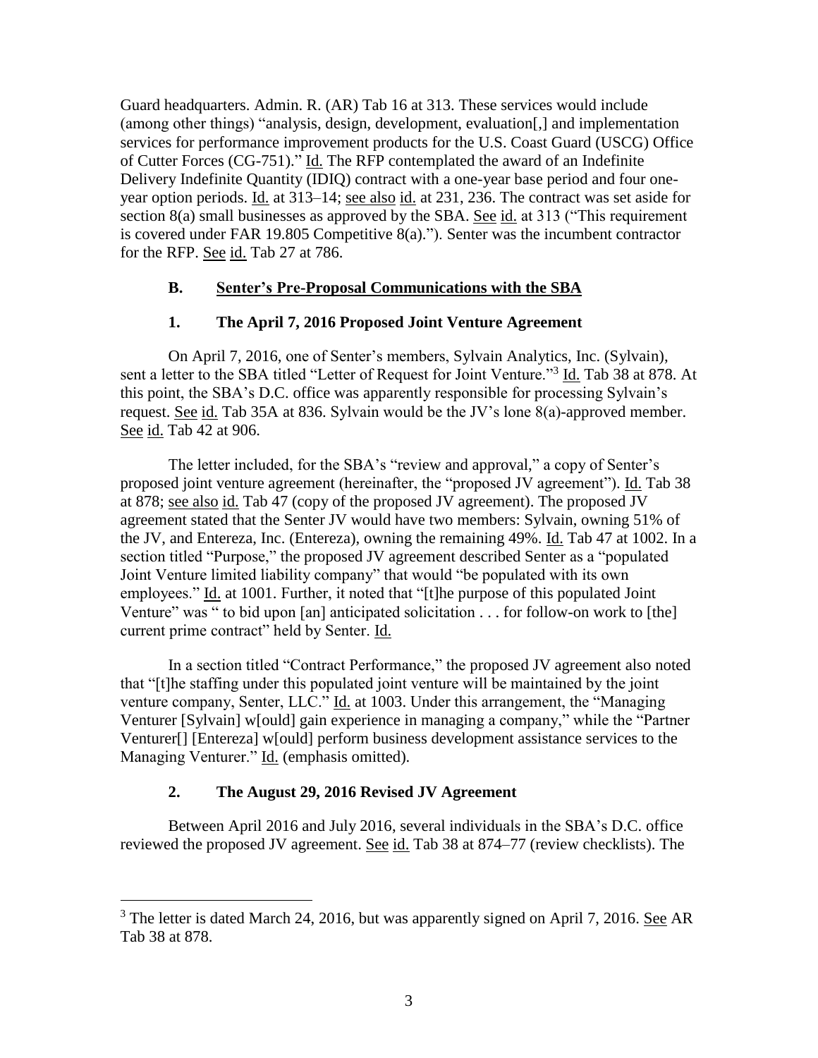Guard headquarters. Admin. R. (AR) Tab 16 at 313. These services would include (among other things) "analysis, design, development, evaluation[,] and implementation services for performance improvement products for the U.S. Coast Guard (USCG) Office of Cutter Forces (CG-751)." Id. The RFP contemplated the award of an Indefinite Delivery Indefinite Quantity (IDIQ) contract with a one-year base period and four one-year option periods. Id. at 313–14; see also id. at 231, 236. The contract was set aside for section 8(a) small businesses as approved by the SBA. See id. at 313 ("This requirement is covered under FAR 19.805 Competitive 8(a)."). Senter was the incumbent contractor for the RFP. See id. Tab 27 at 786.

### B. Senter's Pre-Proposal Communications with the SBA

#### 1. The April 7, 2016 Proposed Joint Venture Agreement

On April 7, 2016, one of Senter's members, Sylvain Analytics, Inc. (Sylvain), sent a letter to the SBA titled "Letter of Request for Joint Venture."[3] Id. Tab 38 at 878. At this point, the SBA's D.C. office was apparently responsible for processing Sylvain's request. See id. Tab 35A at 836. Sylvain would be the JV's lone 8(a)-approved member. See id. Tab 42 at 906.

The letter included, for the SBA's "review and approval," a copy of Senter's proposed joint venture agreement (hereinafter, the "proposed JV agreement"). Id. Tab 38 at 878; see also id. Tab 47 (copy of the proposed JV agreement). The proposed JV agreement stated that the Senter JV would have two members: Sylvain, owning 51% of the JV, and Entereza, Inc. (Entereza), owning the remaining 49%. Id. Tab 47 at 1002. In a section titled "Purpose," the proposed JV agreement described Senter as a "populated Joint Venture limited liability company" that would "be populated with its own employees." Id. at 1001. Further, it noted that "[t]he purpose of this populated Joint Venture" was " to bid upon [an] anticipated solicitation . . . for follow-on work to [the] current prime contract" held by Senter. Id.

In a section titled "Contract Performance," the proposed JV agreement also noted that "[t]he staffing under this populated joint venture will be maintained by the joint venture company, Senter, LLC." Id. at 1003. Under this arrangement, the "Managing Venturer [Sylvain] w[ould] gain experience in managing a company," while the "Partner Venturer[] [Entereza] w[ould] perform business development assistance services to the Managing Venturer." Id. (emphasis omitted).

#### 2. The August 29, 2016 Revised JV Agreement

Between April 2016 and July 2016, several individuals in the SBA's D.C. office reviewed the proposed JV agreement. See id. Tab 38 at 874–77 (review checklists). The

[3] The letter is dated March 24, 2016, but was apparently signed on April 7, 2016. See AR Tab 38 at 878.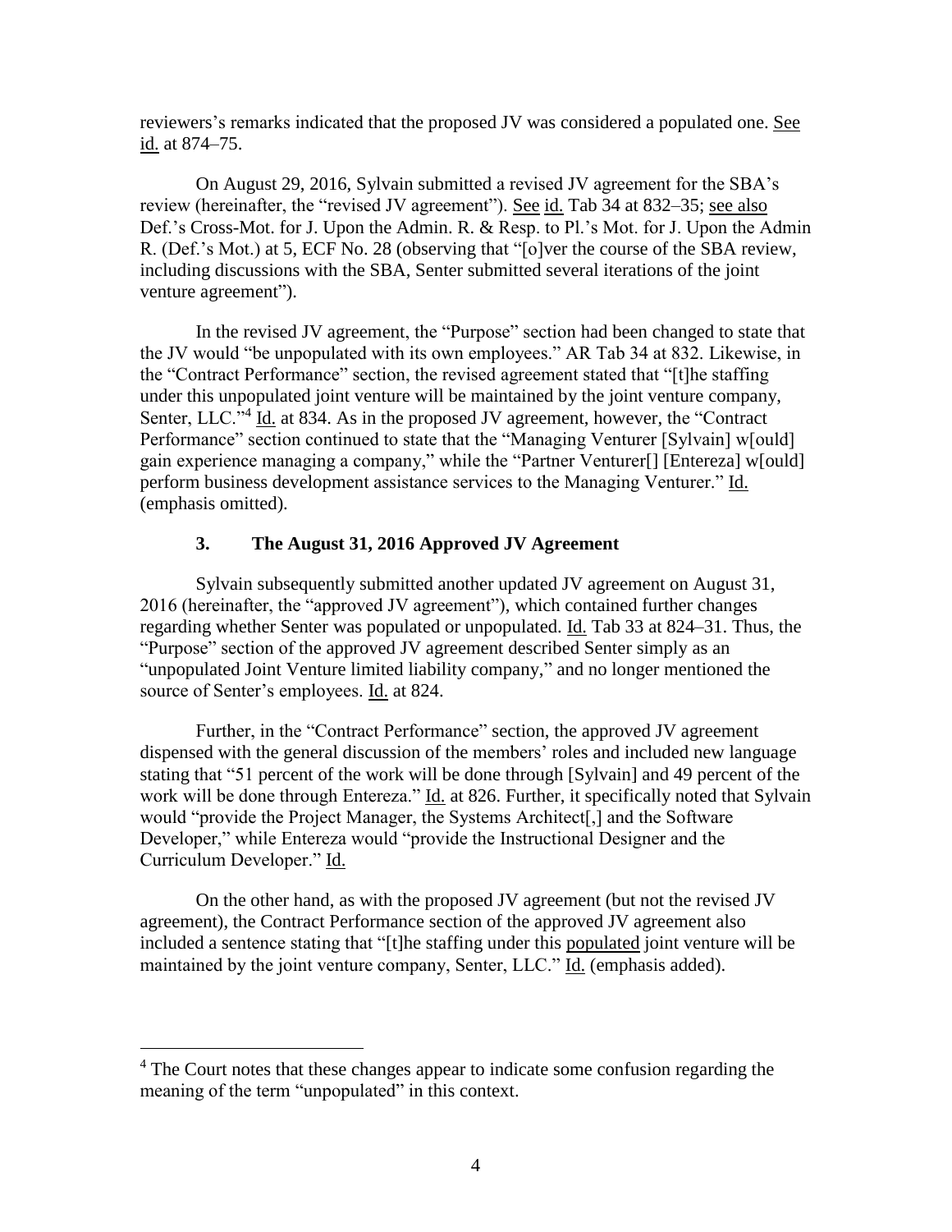reviewers's remarks indicated that the proposed JV was considered a populated one. See id. at 874–75.

On August 29, 2016, Sylvain submitted a revised JV agreement for the SBA's review (hereinafter, the "revised JV agreement"). See id. Tab 34 at 832–35; see also Def.'s Cross-Mot. for J. Upon the Admin. R. & Resp. to Pl.'s Mot. for J. Upon the Admin R. (Def.'s Mot.) at 5, ECF No. 28 (observing that "[o]ver the course of the SBA review, including discussions with the SBA, Senter submitted several iterations of the joint venture agreement").

In the revised JV agreement, the "Purpose" section had been changed to state that the JV would "be unpopulated with its own employees." AR Tab 34 at 832. Likewise, in the "Contract Performance" section, the revised agreement stated that "[t]he staffing under this unpopulated joint venture will be maintained by the joint venture company, Senter, LLC."[4] Id. at 834. As in the proposed JV agreement, however, the "Contract Performance" section continued to state that the "Managing Venturer [Sylvain] w[ould] gain experience managing a company," while the "Partner Venturer[] [Entereza] w[ould] perform business development assistance services to the Managing Venturer." Id. (emphasis omitted).

### 3. The August 31, 2016 Approved JV Agreement

Sylvain subsequently submitted another updated JV agreement on August 31, 2016 (hereinafter, the "approved JV agreement"), which contained further changes regarding whether Senter was populated or unpopulated. Id. Tab 33 at 824–31. Thus, the "Purpose" section of the approved JV agreement described Senter simply as an "unpopulated Joint Venture limited liability company," and no longer mentioned the source of Senter's employees. Id. at 824.

Further, in the "Contract Performance" section, the approved JV agreement dispensed with the general discussion of the members' roles and included new language stating that "51 percent of the work will be done through [Sylvain] and 49 percent of the work will be done through Entereza." Id. at 826. Further, it specifically noted that Sylvain would "provide the Project Manager, the Systems Architect[,] and the Software Developer," while Entereza would "provide the Instructional Designer and the Curriculum Developer." Id.

On the other hand, as with the proposed JV agreement (but not the revised JV agreement), the Contract Performance section of the approved JV agreement also included a sentence stating that "[t]he staffing under this populated joint venture will be maintained by the joint venture company, Senter, LLC." Id. (emphasis added).

---

[4] The Court notes that these changes appear to indicate some confusion regarding the meaning of the term "unpopulated" in this context.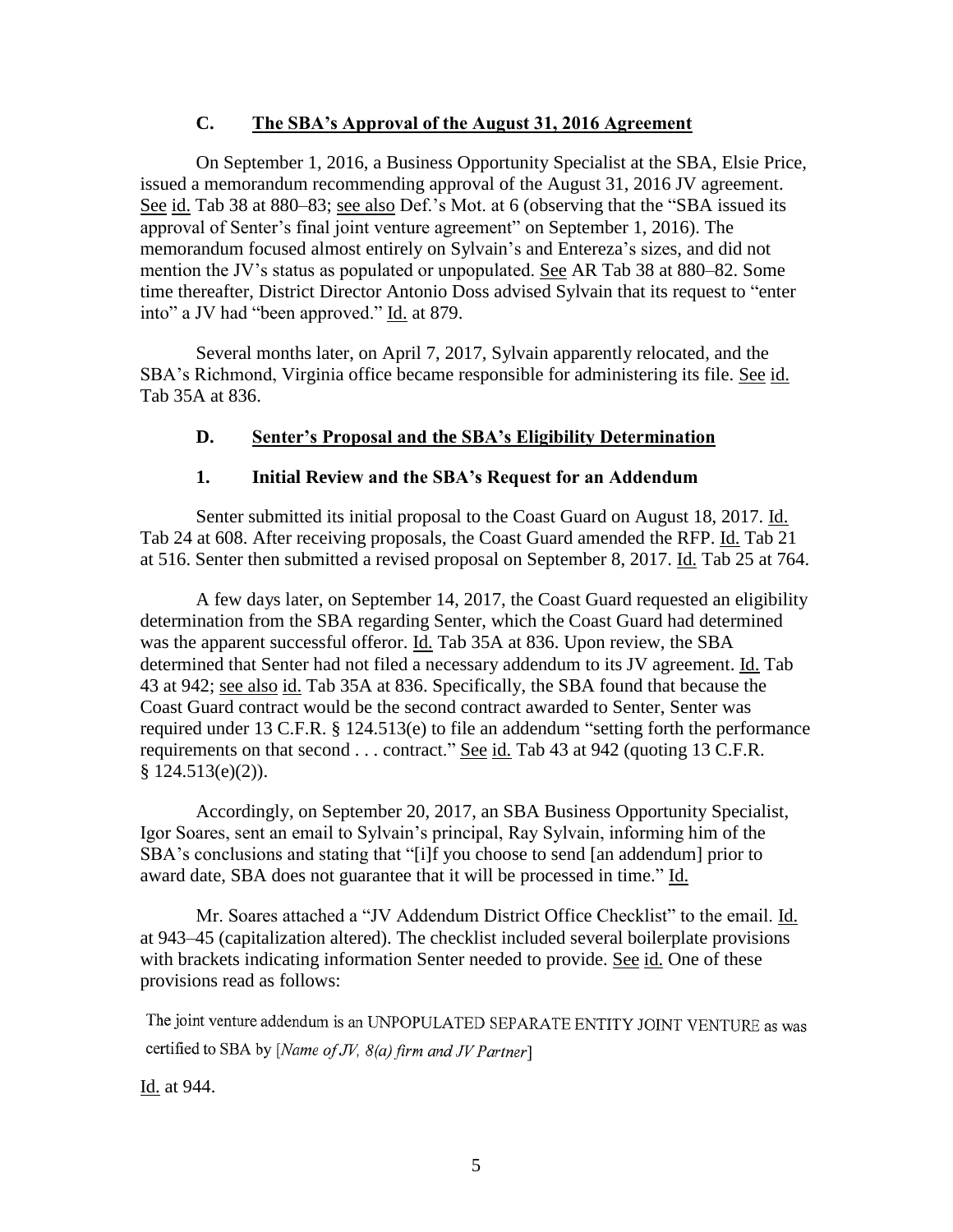### C. The SBA's Approval of the August 31, 2016 Agreement

On September 1, 2016, a Business Opportunity Specialist at the SBA, Elsie Price, issued a memorandum recommending approval of the August 31, 2016 JV agreement. See id. Tab 38 at 880–83; see also Def.'s Mot. at 6 (observing that the "SBA issued its approval of Senter's final joint venture agreement" on September 1, 2016). The memorandum focused almost entirely on Sylvain's and Entereza's sizes, and did not mention the JV's status as populated or unpopulated. See AR Tab 38 at 880–82. Some time thereafter, District Director Antonio Doss advised Sylvain that its request to "enter into" a JV had "been approved." Id. at 879.

Several months later, on April 7, 2017, Sylvain apparently relocated, and the SBA's Richmond, Virginia office became responsible for administering its file. See id. Tab 35A at 836.

### D. Senter's Proposal and the SBA's Eligibility Determination

#### 1. Initial Review and the SBA's Request for an Addendum

Senter submitted its initial proposal to the Coast Guard on August 18, 2017. Id. Tab 24 at 608. After receiving proposals, the Coast Guard amended the RFP. Id. Tab 21 at 516. Senter then submitted a revised proposal on September 8, 2017. Id. Tab 25 at 764.

A few days later, on September 14, 2017, the Coast Guard requested an eligibility determination from the SBA regarding Senter, which the Coast Guard had determined was the apparent successful offeror. Id. Tab 35A at 836. Upon review, the SBA determined that Senter had not filed a necessary addendum to its JV agreement. Id. Tab 43 at 942; see also id. Tab 35A at 836. Specifically, the SBA found that because the Coast Guard contract would be the second contract awarded to Senter, Senter was required under 13 C.F.R. § 124.513(e) to file an addendum "setting forth the performance requirements on that second . . . contract." See id. Tab 43 at 942 (quoting 13 C.F.R. § 124.513(e)(2)).

Accordingly, on September 20, 2017, an SBA Business Opportunity Specialist, Igor Soares, sent an email to Sylvain's principal, Ray Sylvain, informing him of the SBA's conclusions and stating that "[i]f you choose to send [an addendum] prior to award date, SBA does not guarantee that it will be processed in time." Id.

Mr. Soares attached a "JV Addendum District Office Checklist" to the email. Id. at 943–45 (capitalization altered). The checklist included several boilerplate provisions with brackets indicating information Senter needed to provide. See id. One of these provisions read as follows:

The joint venture addendum is an UNPOPULATED SEPARATE ENTITY JOINT VENTURE as was certified to SBA by [*Name of JV, 8(a) firm and JV Partner*]

Id. at 944.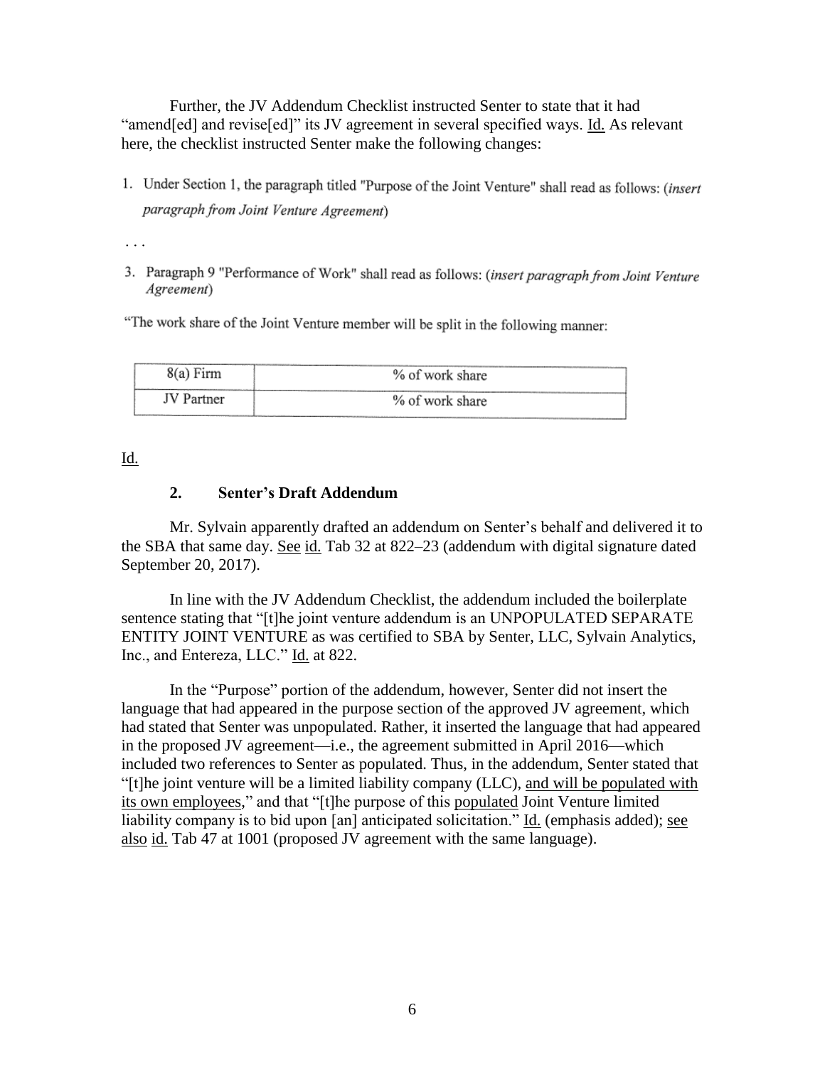Further, the JV Addendum Checklist instructed Senter to state that it had "amend[ed] and revise[ed]" its JV agreement in several specified ways. Id. As relevant here, the checklist instructed Senter make the following changes:

1. Under Section 1, the paragraph titled "Purpose of the Joint Venture" shall read as follows: (*insert paragraph from Joint Venture Agreement*)

. . .

3. Paragraph 9 "Performance of Work" shall read as follows: (*insert paragraph from Joint Venture Agreement*)

"The work share of the Joint Venture member will be split in the following manner:

| 8(a) Firm | % of work share |
|---|---|
| JV Partner | % of work share |

Id.

### 2. Senter's Draft Addendum

Mr. Sylvain apparently drafted an addendum on Senter's behalf and delivered it to the SBA that same day. See id. Tab 32 at 822–23 (addendum with digital signature dated September 20, 2017).

In line with the JV Addendum Checklist, the addendum included the boilerplate sentence stating that "[t]he joint venture addendum is an UNPOPULATED SEPARATE ENTITY JOINT VENTURE as was certified to SBA by Senter, LLC, Sylvain Analytics, Inc., and Entereza, LLC." Id. at 822.

In the "Purpose" portion of the addendum, however, Senter did not insert the language that had appeared in the purpose section of the approved JV agreement, which had stated that Senter was unpopulated. Rather, it inserted the language that had appeared in the proposed JV agreement—i.e., the agreement submitted in April 2016—which included two references to Senter as populated. Thus, in the addendum, Senter stated that "[t]he joint venture will be a limited liability company (LLC), and will be populated with its own employees," and that "[t]he purpose of this populated Joint Venture limited liability company is to bid upon [an] anticipated solicitation." Id. (emphasis added); see also id. Tab 47 at 1001 (proposed JV agreement with the same language).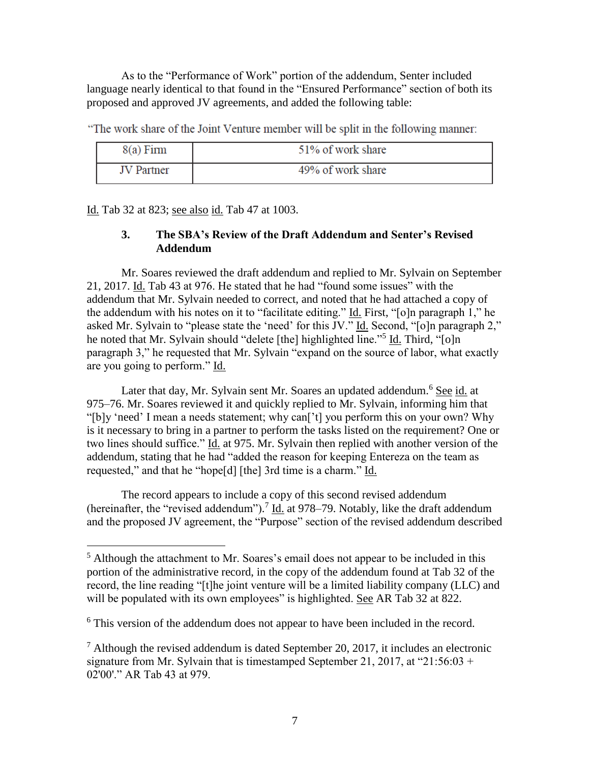As to the "Performance of Work" portion of the addendum, Senter included language nearly identical to that found in the "Ensured Performance" section of both its proposed and approved JV agreements, and added the following table:

"The work share of the Joint Venture member will be split in the following manner:

| 8(a) Firm | 51% of work share |
|---|---|
| JV Partner | 49% of work share |

Id. Tab 32 at 823; see also id. Tab 47 at 1003.

### 3. The SBA's Review of the Draft Addendum and Senter's Revised Addendum

Mr. Soares reviewed the draft addendum and replied to Mr. Sylvain on September 21, 2017. Id. Tab 43 at 976. He stated that he had "found some issues" with the addendum that Mr. Sylvain needed to correct, and noted that he had attached a copy of the addendum with his notes on it to "facilitate editing." Id. First, "[o]n paragraph 1," he asked Mr. Sylvain to "please state the 'need' for this JV." Id. Second, "[o]n paragraph 2," he noted that Mr. Sylvain should "delete [the] highlighted line."[5] Id. Third, "[o]n paragraph 3," he requested that Mr. Sylvain "expand on the source of labor, what exactly are you going to perform." Id.

Later that day, Mr. Sylvain sent Mr. Soares an updated addendum.[6] See id. at 975–76. Mr. Soares reviewed it and quickly replied to Mr. Sylvain, informing him that "[b]y 'need' I mean a needs statement; why can['t] you perform this on your own? Why is it necessary to bring in a partner to perform the tasks listed on the requirement? One or two lines should suffice." Id. at 975. Mr. Sylvain then replied with another version of the addendum, stating that he had "added the reason for keeping Entereza on the team as requested," and that he "hope[d] [the] 3rd time is a charm." Id.

The record appears to include a copy of this second revised addendum (hereinafter, the "revised addendum").[7] Id. at 978–79. Notably, like the draft addendum and the proposed JV agreement, the "Purpose" section of the revised addendum described

---

[5] Although the attachment to Mr. Soares's email does not appear to be included in this portion of the administrative record, in the copy of the addendum found at Tab 32 of the record, the line reading "[t]he joint venture will be a limited liability company (LLC) and will be populated with its own employees" is highlighted. See AR Tab 32 at 822.

[6] This version of the addendum does not appear to have been included in the record.

[7] Although the revised addendum is dated September 20, 2017, it includes an electronic signature from Mr. Sylvain that is timestamped September 21, 2017, at "21:56:03 + 02'00'." AR Tab 43 at 979.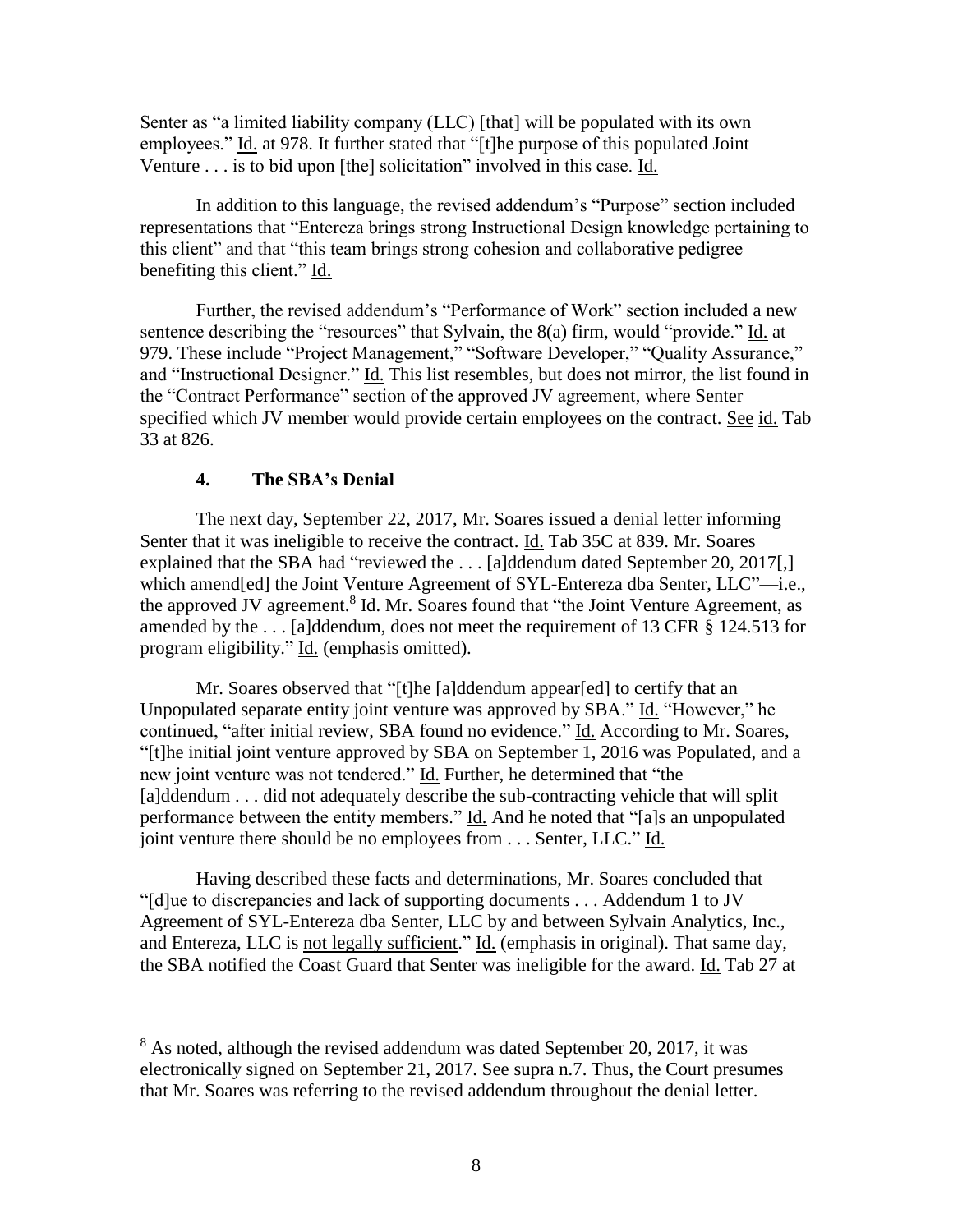Senter as "a limited liability company (LLC) [that] will be populated with its own employees." Id. at 978. It further stated that "[t]he purpose of this populated Joint Venture . . . is to bid upon [the] solicitation" involved in this case. Id.

In addition to this language, the revised addendum's "Purpose" section included representations that "Entereza brings strong Instructional Design knowledge pertaining to this client" and that "this team brings strong cohesion and collaborative pedigree benefiting this client." Id.

Further, the revised addendum's "Performance of Work" section included a new sentence describing the "resources" that Sylvain, the 8(a) firm, would "provide." Id. at 979. These include "Project Management," "Software Developer," "Quality Assurance," and "Instructional Designer." Id. This list resembles, but does not mirror, the list found in the "Contract Performance" section of the approved JV agreement, where Senter specified which JV member would provide certain employees on the contract. See id. Tab 33 at 826.

### 4. The SBA's Denial

The next day, September 22, 2017, Mr. Soares issued a denial letter informing Senter that it was ineligible to receive the contract. Id. Tab 35C at 839. Mr. Soares explained that the SBA had "reviewed the . . . [a]ddendum dated September 20, 2017[,] which amend[ed] the Joint Venture Agreement of SYL-Entereza dba Senter, LLC"—i.e., the approved JV agreement.[8] Id. Mr. Soares found that "the Joint Venture Agreement, as amended by the . . . [a]ddendum, does not meet the requirement of 13 CFR § 124.513 for program eligibility." Id. (emphasis omitted).

Mr. Soares observed that "[t]he [a]ddendum appear[ed] to certify that an Unpopulated separate entity joint venture was approved by SBA." Id. "However," he continued, "after initial review, SBA found no evidence." Id. According to Mr. Soares, "[t]he initial joint venture approved by SBA on September 1, 2016 was Populated, and a new joint venture was not tendered." Id. Further, he determined that "the [a]ddendum . . . did not adequately describe the sub-contracting vehicle that will split performance between the entity members." Id. And he noted that "[a]s an unpopulated joint venture there should be no employees from . . . Senter, LLC." Id.

Having described these facts and determinations, Mr. Soares concluded that "[d]ue to discrepancies and lack of supporting documents . . . Addendum 1 to JV Agreement of SYL-Entereza dba Senter, LLC by and between Sylvain Analytics, Inc., and Entereza, LLC is not legally sufficient." Id. (emphasis in original). That same day, the SBA notified the Coast Guard that Senter was ineligible for the award. Id. Tab 27 at

---

[8] As noted, although the revised addendum was dated September 20, 2017, it was electronically signed on September 21, 2017. See supra n.7. Thus, the Court presumes that Mr. Soares was referring to the revised addendum throughout the denial letter.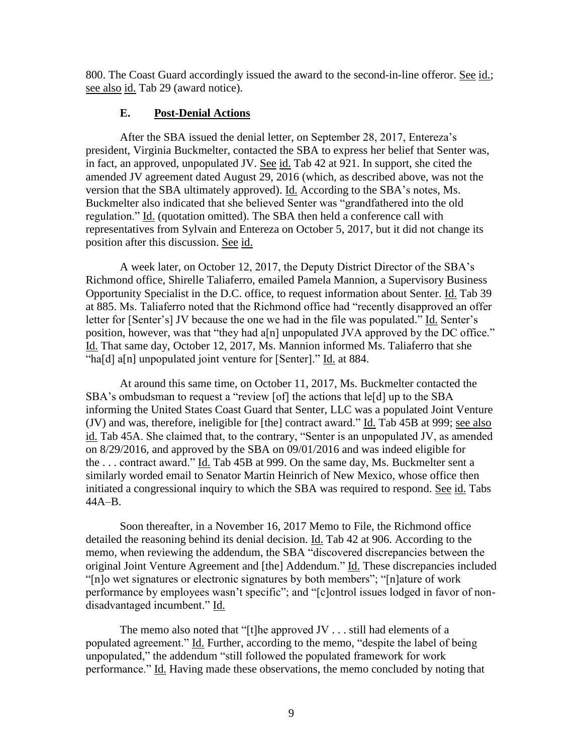800. The Coast Guard accordingly issued the award to the second-in-line offeror. See id.; see also id. Tab 29 (award notice).

### E. Post-Denial Actions

After the SBA issued the denial letter, on September 28, 2017, Entereza's president, Virginia Buckmelter, contacted the SBA to express her belief that Senter was, in fact, an approved, unpopulated JV. See id. Tab 42 at 921. In support, she cited the amended JV agreement dated August 29, 2016 (which, as described above, was not the version that the SBA ultimately approved). Id. According to the SBA's notes, Ms. Buckmelter also indicated that she believed Senter was "grandfathered into the old regulation." Id. (quotation omitted). The SBA then held a conference call with representatives from Sylvain and Entereza on October 5, 2017, but it did not change its position after this discussion. See id.

A week later, on October 12, 2017, the Deputy District Director of the SBA's Richmond office, Shirelle Taliaferro, emailed Pamela Mannion, a Supervisory Business Opportunity Specialist in the D.C. office, to request information about Senter. Id. Tab 39 at 885. Ms. Taliaferro noted that the Richmond office had "recently disapproved an offer letter for [Senter's] JV because the one we had in the file was populated." Id. Senter's position, however, was that "they had a[n] unpopulated JVA approved by the DC office." Id. That same day, October 12, 2017, Ms. Mannion informed Ms. Taliaferro that she "ha[d] a[n] unpopulated joint venture for [Senter]." Id. at 884.

At around this same time, on October 11, 2017, Ms. Buckmelter contacted the SBA's ombudsman to request a "review [of] the actions that le[d] up to the SBA informing the United States Coast Guard that Senter, LLC was a populated Joint Venture (JV) and was, therefore, ineligible for [the] contract award." Id. Tab 45B at 999; see also id. Tab 45A. She claimed that, to the contrary, "Senter is an unpopulated JV, as amended on 8/29/2016, and approved by the SBA on 09/01/2016 and was indeed eligible for the . . . contract award." Id. Tab 45B at 999. On the same day, Ms. Buckmelter sent a similarly worded email to Senator Martin Heinrich of New Mexico, whose office then initiated a congressional inquiry to which the SBA was required to respond. See id. Tabs 44A–B.

Soon thereafter, in a November 16, 2017 Memo to File, the Richmond office detailed the reasoning behind its denial decision. Id. Tab 42 at 906. According to the memo, when reviewing the addendum, the SBA "discovered discrepancies between the original Joint Venture Agreement and [the] Addendum." Id. These discrepancies included "[n]o wet signatures or electronic signatures by both members"; "[n]ature of work performance by employees wasn't specific"; and "[c]ontrol issues lodged in favor of non-disadvantaged incumbent." Id.

The memo also noted that "[t]he approved JV . . . still had elements of a populated agreement." Id. Further, according to the memo, "despite the label of being unpopulated," the addendum "still followed the populated framework for work performance." Id. Having made these observations, the memo concluded by noting that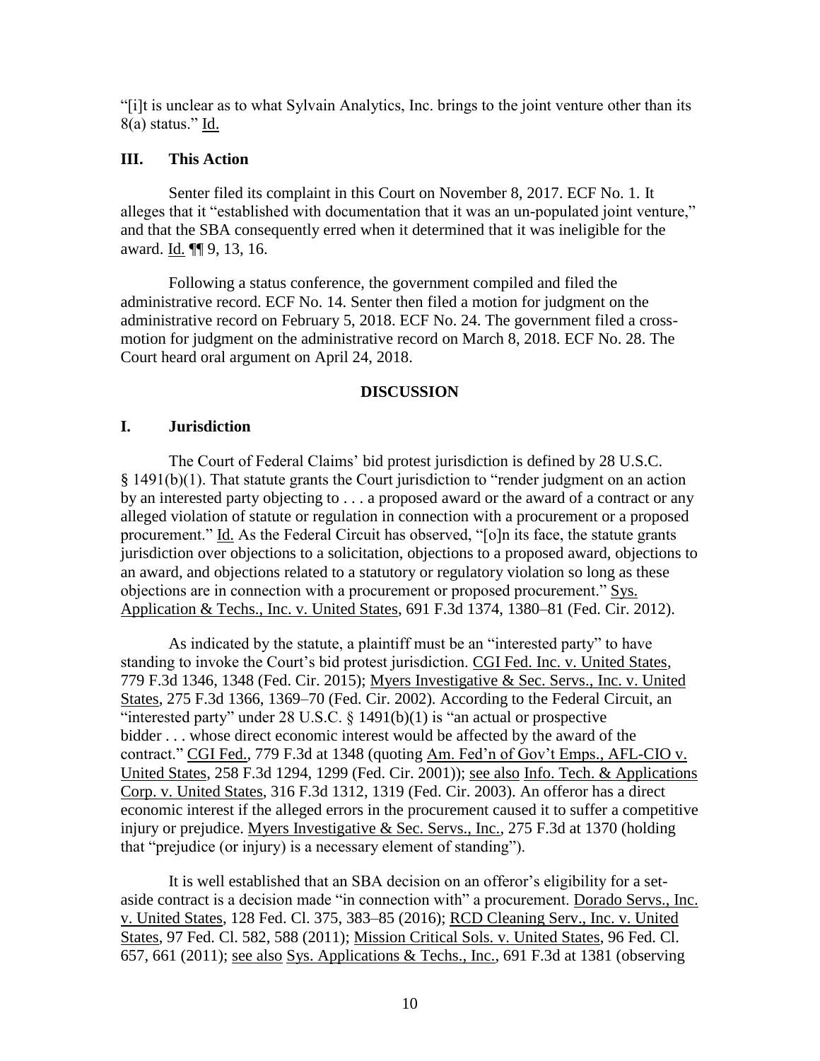"[i]t is unclear as to what Sylvain Analytics, Inc. brings to the joint venture other than its 8(a) status." Id.

### III. This Action

Senter filed its complaint in this Court on November 8, 2017. ECF No. 1. It alleges that it "established with documentation that it was an un-populated joint venture," and that the SBA consequently erred when it determined that it was ineligible for the award. Id. ¶¶ 9, 13, 16.

Following a status conference, the government compiled and filed the administrative record. ECF No. 14. Senter then filed a motion for judgment on the administrative record on February 5, 2018. ECF No. 24. The government filed a cross-motion for judgment on the administrative record on March 8, 2018. ECF No. 28. The Court heard oral argument on April 24, 2018.

## DISCUSSION

### I. Jurisdiction

The Court of Federal Claims' bid protest jurisdiction is defined by 28 U.S.C. § 1491(b)(1). That statute grants the Court jurisdiction to "render judgment on an action by an interested party objecting to . . . a proposed award or the award of a contract or any alleged violation of statute or regulation in connection with a procurement or a proposed procurement." Id. As the Federal Circuit has observed, "[o]n its face, the statute grants jurisdiction over objections to a solicitation, objections to a proposed award, objections to an award, and objections related to a statutory or regulatory violation so long as these objections are in connection with a procurement or proposed procurement." Sys. Application & Techs., Inc. v. United States, 691 F.3d 1374, 1380–81 (Fed. Cir. 2012).

As indicated by the statute, a plaintiff must be an "interested party" to have standing to invoke the Court's bid protest jurisdiction. CGI Fed. Inc. v. United States, 779 F.3d 1346, 1348 (Fed. Cir. 2015); Myers Investigative & Sec. Servs., Inc. v. United States, 275 F.3d 1366, 1369–70 (Fed. Cir. 2002). According to the Federal Circuit, an "interested party" under 28 U.S.C. § 1491(b)(1) is "an actual or prospective bidder . . . whose direct economic interest would be affected by the award of the contract." CGI Fed., 779 F.3d at 1348 (quoting Am. Fed'n of Gov't Emps., AFL-CIO v. United States, 258 F.3d 1294, 1299 (Fed. Cir. 2001)); see also Info. Tech. & Applications Corp. v. United States, 316 F.3d 1312, 1319 (Fed. Cir. 2003). An offeror has a direct economic interest if the alleged errors in the procurement caused it to suffer a competitive injury or prejudice. Myers Investigative & Sec. Servs., Inc., 275 F.3d at 1370 (holding that "prejudice (or injury) is a necessary element of standing").

It is well established that an SBA decision on an offeror's eligibility for a set-aside contract is a decision made "in connection with" a procurement. Dorado Servs., Inc. v. United States, 128 Fed. Cl. 375, 383–85 (2016); RCD Cleaning Serv., Inc. v. United States, 97 Fed. Cl. 582, 588 (2011); Mission Critical Sols. v. United States, 96 Fed. Cl. 657, 661 (2011); see also Sys. Applications & Techs., Inc., 691 F.3d at 1381 (observing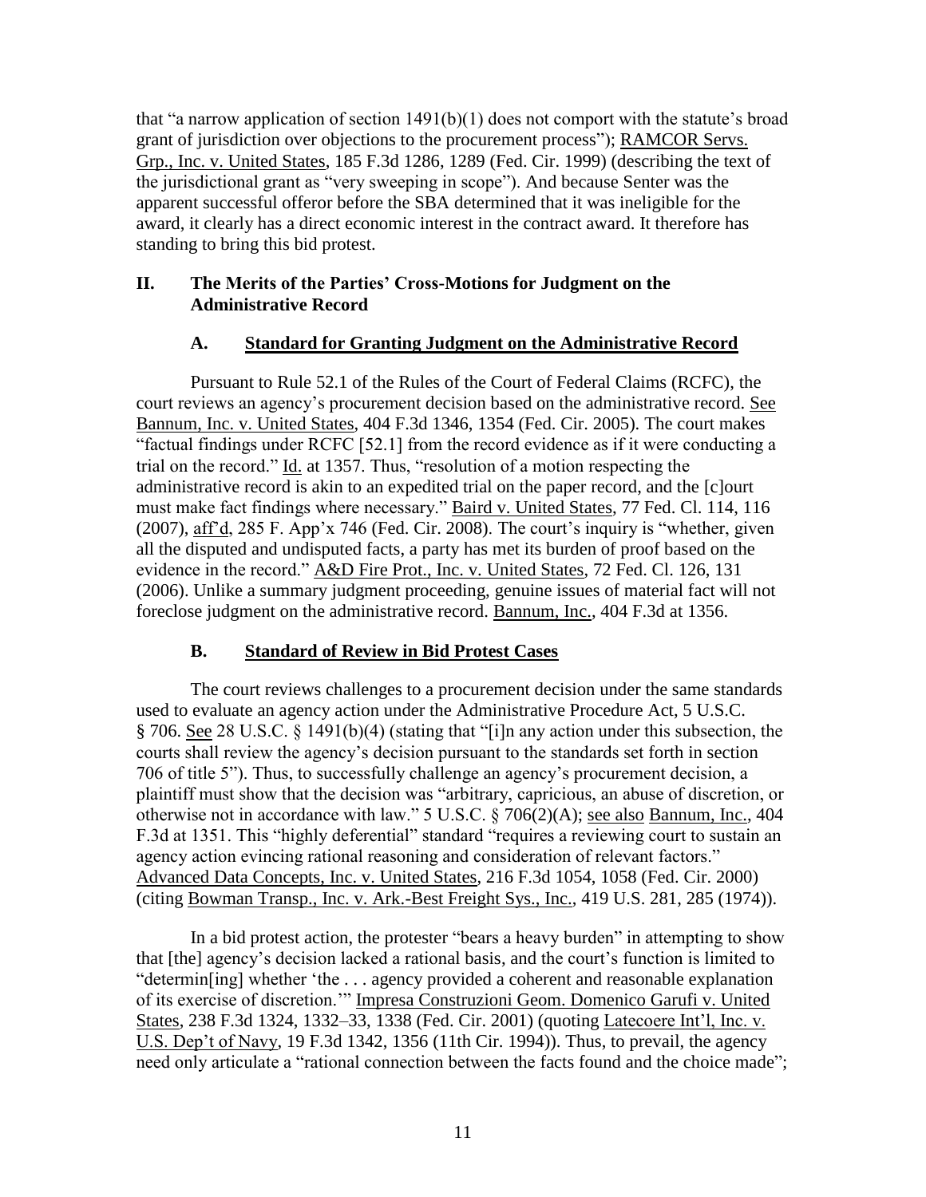that "a narrow application of section 1491(b)(1) does not comport with the statute's broad grant of jurisdiction over objections to the procurement process"); RAMCOR Servs. Grp., Inc. v. United States, 185 F.3d 1286, 1289 (Fed. Cir. 1999) (describing the text of the jurisdictional grant as "very sweeping in scope"). And because Senter was the apparent successful offeror before the SBA determined that it was ineligible for the award, it clearly has a direct economic interest in the contract award. It therefore has standing to bring this bid protest.

## II. The Merits of the Parties' Cross-Motions for Judgment on the Administrative Record

### A. Standard for Granting Judgment on the Administrative Record

Pursuant to Rule 52.1 of the Rules of the Court of Federal Claims (RCFC), the court reviews an agency's procurement decision based on the administrative record. See Bannum, Inc. v. United States, 404 F.3d 1346, 1354 (Fed. Cir. 2005). The court makes "factual findings under RCFC [52.1] from the record evidence as if it were conducting a trial on the record." Id. at 1357. Thus, "resolution of a motion respecting the administrative record is akin to an expedited trial on the paper record, and the [c]ourt must make fact findings where necessary." Baird v. United States, 77 Fed. Cl. 114, 116 (2007), aff'd, 285 F. App'x 746 (Fed. Cir. 2008). The court's inquiry is "whether, given all the disputed and undisputed facts, a party has met its burden of proof based on the evidence in the record." A&D Fire Prot., Inc. v. United States, 72 Fed. Cl. 126, 131 (2006). Unlike a summary judgment proceeding, genuine issues of material fact will not foreclose judgment on the administrative record. Bannum, Inc., 404 F.3d at 1356.

### B. Standard of Review in Bid Protest Cases

The court reviews challenges to a procurement decision under the same standards used to evaluate an agency action under the Administrative Procedure Act, 5 U.S.C. § 706. See 28 U.S.C. § 1491(b)(4) (stating that "[i]n any action under this subsection, the courts shall review the agency's decision pursuant to the standards set forth in section 706 of title 5"). Thus, to successfully challenge an agency's procurement decision, a plaintiff must show that the decision was "arbitrary, capricious, an abuse of discretion, or otherwise not in accordance with law." 5 U.S.C. § 706(2)(A); see also Bannum, Inc., 404 F.3d at 1351. This "highly deferential" standard "requires a reviewing court to sustain an agency action evincing rational reasoning and consideration of relevant factors." Advanced Data Concepts, Inc. v. United States, 216 F.3d 1054, 1058 (Fed. Cir. 2000) (citing Bowman Transp., Inc. v. Ark.-Best Freight Sys., Inc., 419 U.S. 281, 285 (1974)).

In a bid protest action, the protester "bears a heavy burden" in attempting to show that [the] agency's decision lacked a rational basis, and the court's function is limited to "determin[ing] whether 'the . . . agency provided a coherent and reasonable explanation of its exercise of discretion.'" Impresa Construzioni Geom. Domenico Garufi v. United States, 238 F.3d 1324, 1332–33, 1338 (Fed. Cir. 2001) (quoting Latecoere Int'l, Inc. v. U.S. Dep't of Navy, 19 F.3d 1342, 1356 (11th Cir. 1994)). Thus, to prevail, the agency need only articulate a "rational connection between the facts found and the choice made";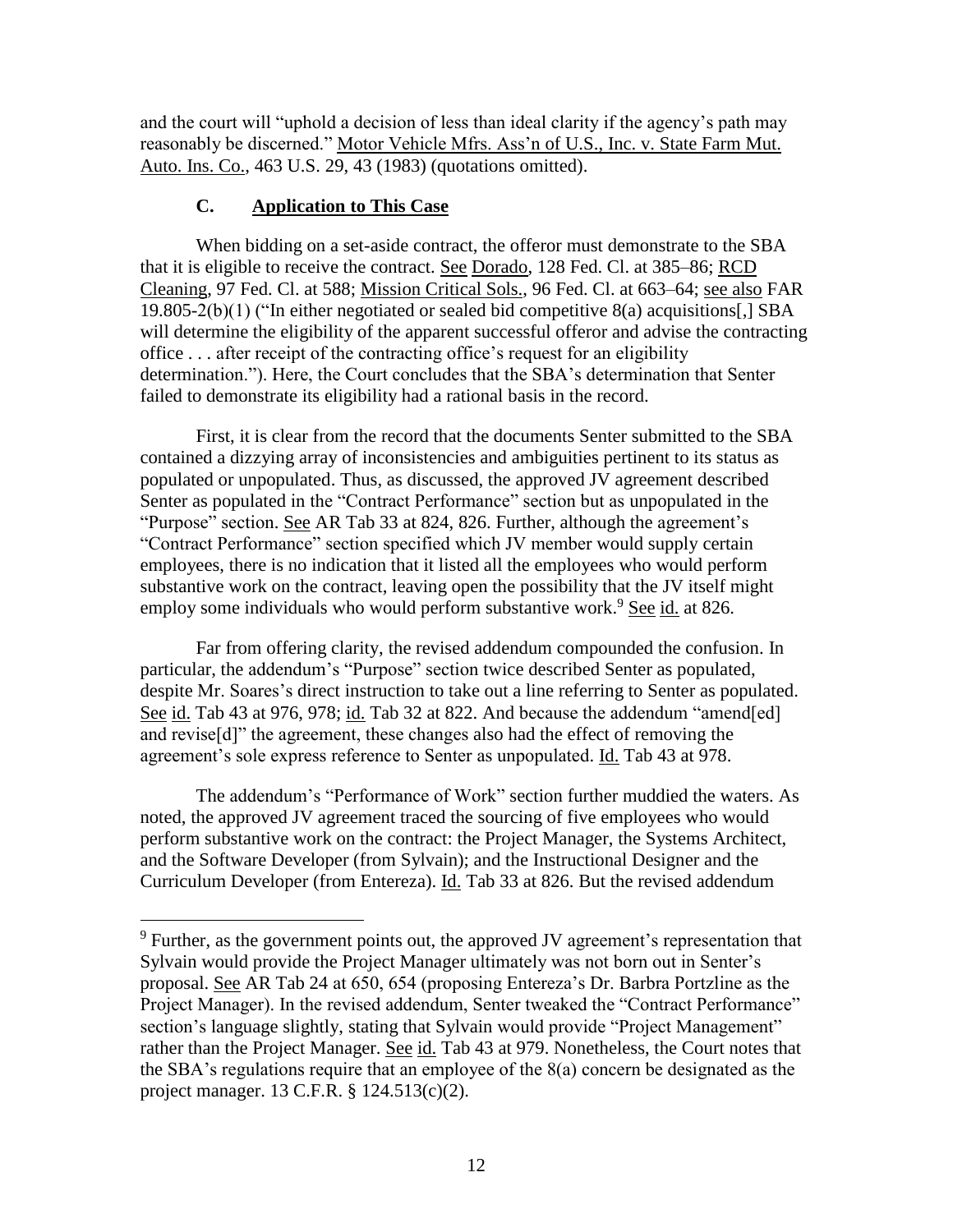and the court will "uphold a decision of less than ideal clarity if the agency's path may reasonably be discerned." Motor Vehicle Mfrs. Ass'n of U.S., Inc. v. State Farm Mut. Auto. Ins. Co., 463 U.S. 29, 43 (1983) (quotations omitted).

### C. Application to This Case

When bidding on a set-aside contract, the offeror must demonstrate to the SBA that it is eligible to receive the contract. See Dorado, 128 Fed. Cl. at 385–86; RCD Cleaning, 97 Fed. Cl. at 588; Mission Critical Sols., 96 Fed. Cl. at 663–64; see also FAR 19.805-2(b)(1) ("In either negotiated or sealed bid competitive 8(a) acquisitions[,] SBA will determine the eligibility of the apparent successful offeror and advise the contracting office . . . after receipt of the contracting office's request for an eligibility determination."). Here, the Court concludes that the SBA's determination that Senter failed to demonstrate its eligibility had a rational basis in the record.

First, it is clear from the record that the documents Senter submitted to the SBA contained a dizzying array of inconsistencies and ambiguities pertinent to its status as populated or unpopulated. Thus, as discussed, the approved JV agreement described Senter as populated in the "Contract Performance" section but as unpopulated in the "Purpose" section. See AR Tab 33 at 824, 826. Further, although the agreement's "Contract Performance" section specified which JV member would supply certain employees, there is no indication that it listed all the employees who would perform substantive work on the contract, leaving open the possibility that the JV itself might employ some individuals who would perform substantive work.[9] See id. at 826.

Far from offering clarity, the revised addendum compounded the confusion. In particular, the addendum's "Purpose" section twice described Senter as populated, despite Mr. Soares's direct instruction to take out a line referring to Senter as populated. See id. Tab 43 at 976, 978; id. Tab 32 at 822. And because the addendum "amend[ed] and revise[d]" the agreement, these changes also had the effect of removing the agreement's sole express reference to Senter as unpopulated. Id. Tab 43 at 978.

The addendum's "Performance of Work" section further muddied the waters. As noted, the approved JV agreement traced the sourcing of five employees who would perform substantive work on the contract: the Project Manager, the Systems Architect, and the Software Developer (from Sylvain); and the Instructional Designer and the Curriculum Developer (from Entereza). Id. Tab 33 at 826. But the revised addendum

[9] Further, as the government points out, the approved JV agreement's representation that Sylvain would provide the Project Manager ultimately was not born out in Senter's proposal. See AR Tab 24 at 650, 654 (proposing Entereza's Dr. Barbra Portzline as the Project Manager). In the revised addendum, Senter tweaked the "Contract Performance" section's language slightly, stating that Sylvain would provide "Project Management" rather than the Project Manager. See id. Tab 43 at 979. Nonetheless, the Court notes that the SBA's regulations require that an employee of the 8(a) concern be designated as the project manager. 13 C.F.R. § 124.513(c)(2).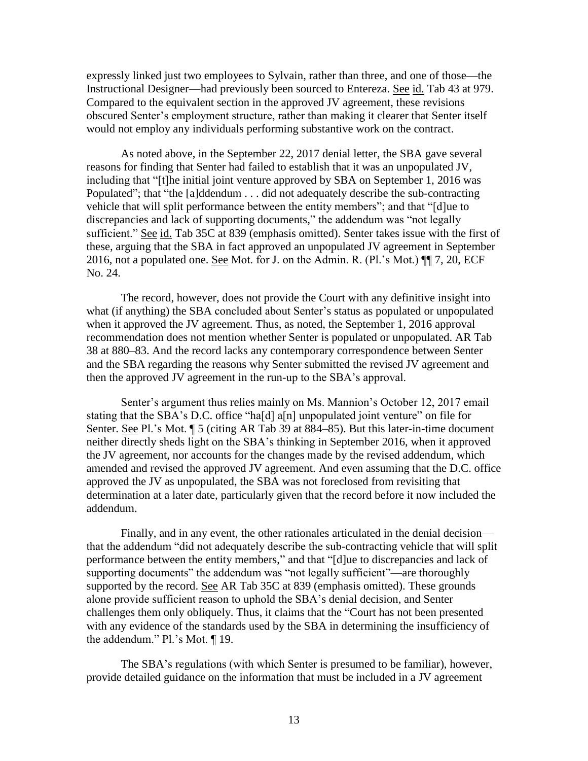expressly linked just two employees to Sylvain, rather than three, and one of those—the Instructional Designer—had previously been sourced to Entereza. See id. Tab 43 at 979. Compared to the equivalent section in the approved JV agreement, these revisions obscured Senter's employment structure, rather than making it clearer that Senter itself would not employ any individuals performing substantive work on the contract.

As noted above, in the September 22, 2017 denial letter, the SBA gave several reasons for finding that Senter had failed to establish that it was an unpopulated JV, including that "[t]he initial joint venture approved by SBA on September 1, 2016 was Populated"; that "the [a]ddendum . . . did not adequately describe the sub-contracting vehicle that will split performance between the entity members"; and that "[d]ue to discrepancies and lack of supporting documents," the addendum was "not legally sufficient." See id. Tab 35C at 839 (emphasis omitted). Senter takes issue with the first of these, arguing that the SBA in fact approved an unpopulated JV agreement in September 2016, not a populated one. See Mot. for J. on the Admin. R. (Pl.'s Mot.) ¶¶ 7, 20, ECF No. 24.

The record, however, does not provide the Court with any definitive insight into what (if anything) the SBA concluded about Senter's status as populated or unpopulated when it approved the JV agreement. Thus, as noted, the September 1, 2016 approval recommendation does not mention whether Senter is populated or unpopulated. AR Tab 38 at 880–83. And the record lacks any contemporary correspondence between Senter and the SBA regarding the reasons why Senter submitted the revised JV agreement and then the approved JV agreement in the run-up to the SBA's approval.

Senter's argument thus relies mainly on Ms. Mannion's October 12, 2017 email stating that the SBA's D.C. office "ha[d] a[n] unpopulated joint venture" on file for Senter. See Pl.'s Mot. ¶ 5 (citing AR Tab 39 at 884–85). But this later-in-time document neither directly sheds light on the SBA's thinking in September 2016, when it approved the JV agreement, nor accounts for the changes made by the revised addendum, which amended and revised the approved JV agreement. And even assuming that the D.C. office approved the JV as unpopulated, the SBA was not foreclosed from revisiting that determination at a later date, particularly given that the record before it now included the addendum.

Finally, and in any event, the other rationales articulated in the denial decision—that the addendum "did not adequately describe the sub-contracting vehicle that will split performance between the entity members," and that "[d]ue to discrepancies and lack of supporting documents" the addendum was "not legally sufficient"—are thoroughly supported by the record. See AR Tab 35C at 839 (emphasis omitted). These grounds alone provide sufficient reason to uphold the SBA's denial decision, and Senter challenges them only obliquely. Thus, it claims that the "Court has not been presented with any evidence of the standards used by the SBA in determining the insufficiency of the addendum." Pl.'s Mot. ¶ 19.

The SBA's regulations (with which Senter is presumed to be familiar), however, provide detailed guidance on the information that must be included in a JV agreement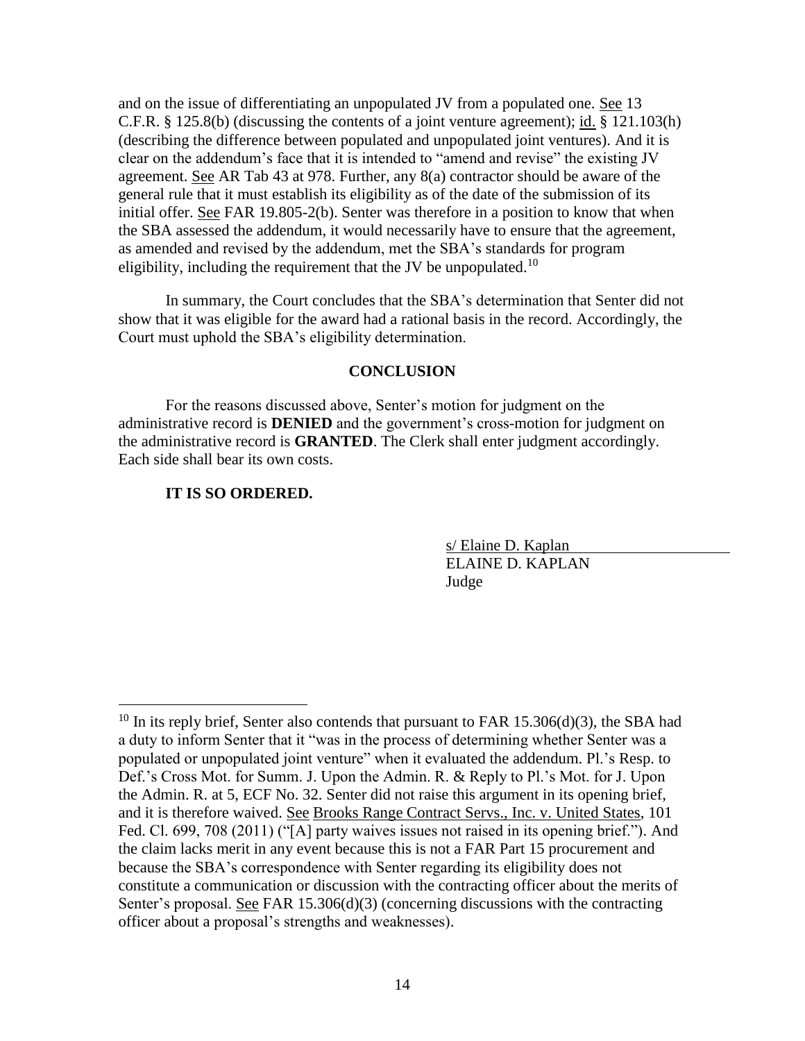and on the issue of differentiating an unpopulated JV from a populated one. See 13 C.F.R. § 125.8(b) (discussing the contents of a joint venture agreement); id. § 121.103(h) (describing the difference between populated and unpopulated joint ventures). And it is clear on the addendum's face that it is intended to "amend and revise" the existing JV agreement. See AR Tab 43 at 978. Further, any 8(a) contractor should be aware of the general rule that it must establish its eligibility as of the date of the submission of its initial offer. See FAR 19.805-2(b). Senter was therefore in a position to know that when the SBA assessed the addendum, it would necessarily have to ensure that the agreement, as amended and revised by the addendum, met the SBA's standards for program eligibility, including the requirement that the JV be unpopulated.[10]

In summary, the Court concludes that the SBA's determination that Senter did not show that it was eligible for the award had a rational basis in the record. Accordingly, the Court must uphold the SBA's eligibility determination.

## CONCLUSION

For the reasons discussed above, Senter's motion for judgment on the administrative record is **DENIED** and the government's cross-motion for judgment on the administrative record is **GRANTED**. The Clerk shall enter judgment accordingly. Each side shall bear its own costs.

**IT IS SO ORDERED.**

s/ Elaine D. Kaplan
ELAINE D. KAPLAN
Judge

---

[10] In its reply brief, Senter also contends that pursuant to FAR 15.306(d)(3), the SBA had a duty to inform Senter that it "was in the process of determining whether Senter was a populated or unpopulated joint venture" when it evaluated the addendum. Pl.'s Resp. to Def.'s Cross Mot. for Summ. J. Upon the Admin. R. & Reply to Pl.'s Mot. for J. Upon the Admin. R. at 5, ECF No. 32. Senter did not raise this argument in its opening brief, and it is therefore waived. See Brooks Range Contract Servs., Inc. v. United States, 101 Fed. Cl. 699, 708 (2011) ("[A] party waives issues not raised in its opening brief."). And the claim lacks merit in any event because this is not a FAR Part 15 procurement and because the SBA's correspondence with Senter regarding its eligibility does not constitute a communication or discussion with the contracting officer about the merits of Senter's proposal. See FAR 15.306(d)(3) (concerning discussions with the contracting officer about a proposal's strengths and weaknesses).